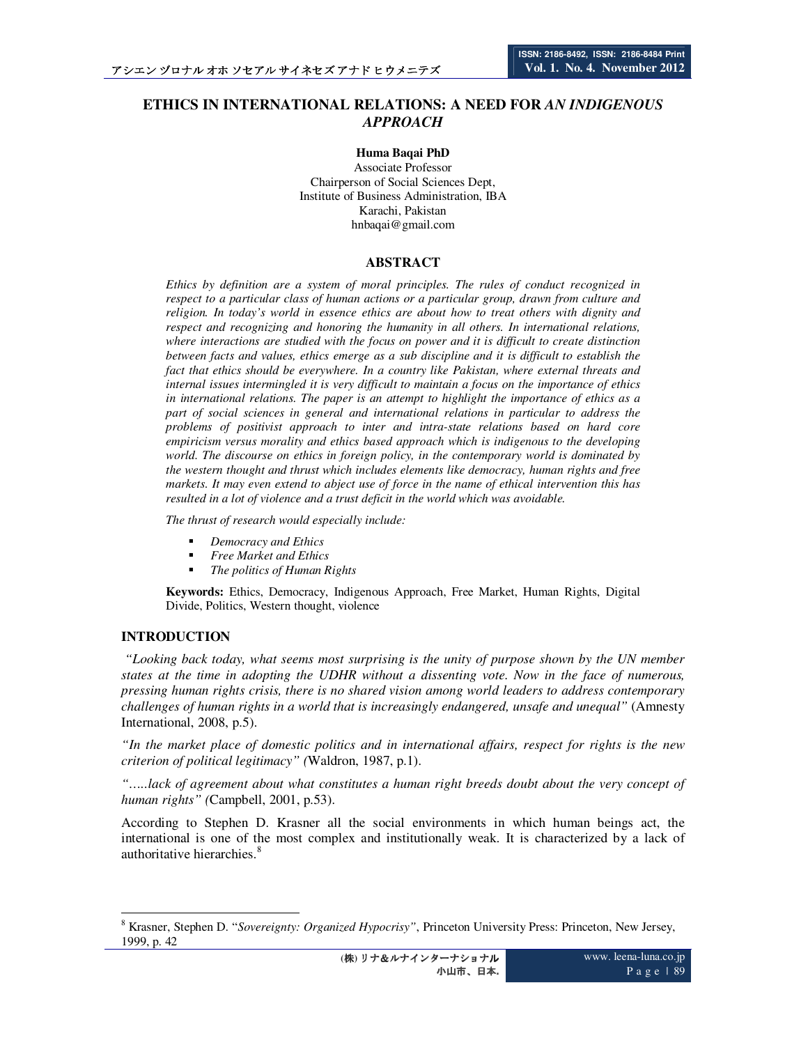# ETHICS IN INTERNATIONAL RELATIONS: A NEED FOR *AN INDIGENOUS APPROACH*

**Huma Baqai PhD**

Associate Professor
Chairperson of Social Sciences Dept,
Institute of Business Administration, IBA
Karachi, Pakistan
hnbaqai@gmail.com

## ABSTRACT

*Ethics by definition are a system of moral principles. The rules of conduct recognized in respect to a particular class of human actions or a particular group, drawn from culture and religion. In today's world in essence ethics are about how to treat others with dignity and respect and recognizing and honoring the humanity in all others. In international relations, where interactions are studied with the focus on power and it is difficult to create distinction between facts and values, ethics emerge as a sub discipline and it is difficult to establish the fact that ethics should be everywhere. In a country like Pakistan, where external threats and internal issues intermingled it is very difficult to maintain a focus on the importance of ethics in international relations. The paper is an attempt to highlight the importance of ethics as a part of social sciences in general and international relations in particular to address the problems of positivist approach to inter and intra-state relations based on hard core empiricism versus morality and ethics based approach which is indigenous to the developing world. The discourse on ethics in foreign policy, in the contemporary world is dominated by the western thought and thrust which includes elements like democracy, human rights and free markets. It may even extend to abject use of force in the name of ethical intervention this has resulted in a lot of violence and a trust deficit in the world which was avoidable.*

*The thrust of research would especially include:*

- *Democracy and Ethics*
- *Free Market and Ethics*
- *The politics of Human Rights*

**Keywords:** Ethics, Democracy, Indigenous Approach, Free Market, Human Rights, Digital Divide, Politics, Western thought, violence

## INTRODUCTION

*"Looking back today, what seems most surprising is the unity of purpose shown by the UN member states at the time in adopting the UDHR without a dissenting vote. Now in the face of numerous, pressing human rights crisis, there is no shared vision among world leaders to address contemporary challenges of human rights in a world that is increasingly endangered, unsafe and unequal"* (Amnesty International, 2008, p.5).

*"In the market place of domestic politics and in international affairs, respect for rights is the new criterion of political legitimacy" (*Waldron, 1987, p.1).

*".....lack of agreement about what constitutes a human right breeds doubt about the very concept of human rights" (*Campbell, 2001, p.53).

According to Stephen D. Krasner all the social environments in which human beings act, the international is one of the most complex and institutionally weak. It is characterized by a lack of authoritative hierarchies.[8]

---

[8] Krasner, Stephen D. "*Sovereignty: Organized Hypocrisy"*, Princeton University Press: Princeton, New Jersey, 1999, p. 42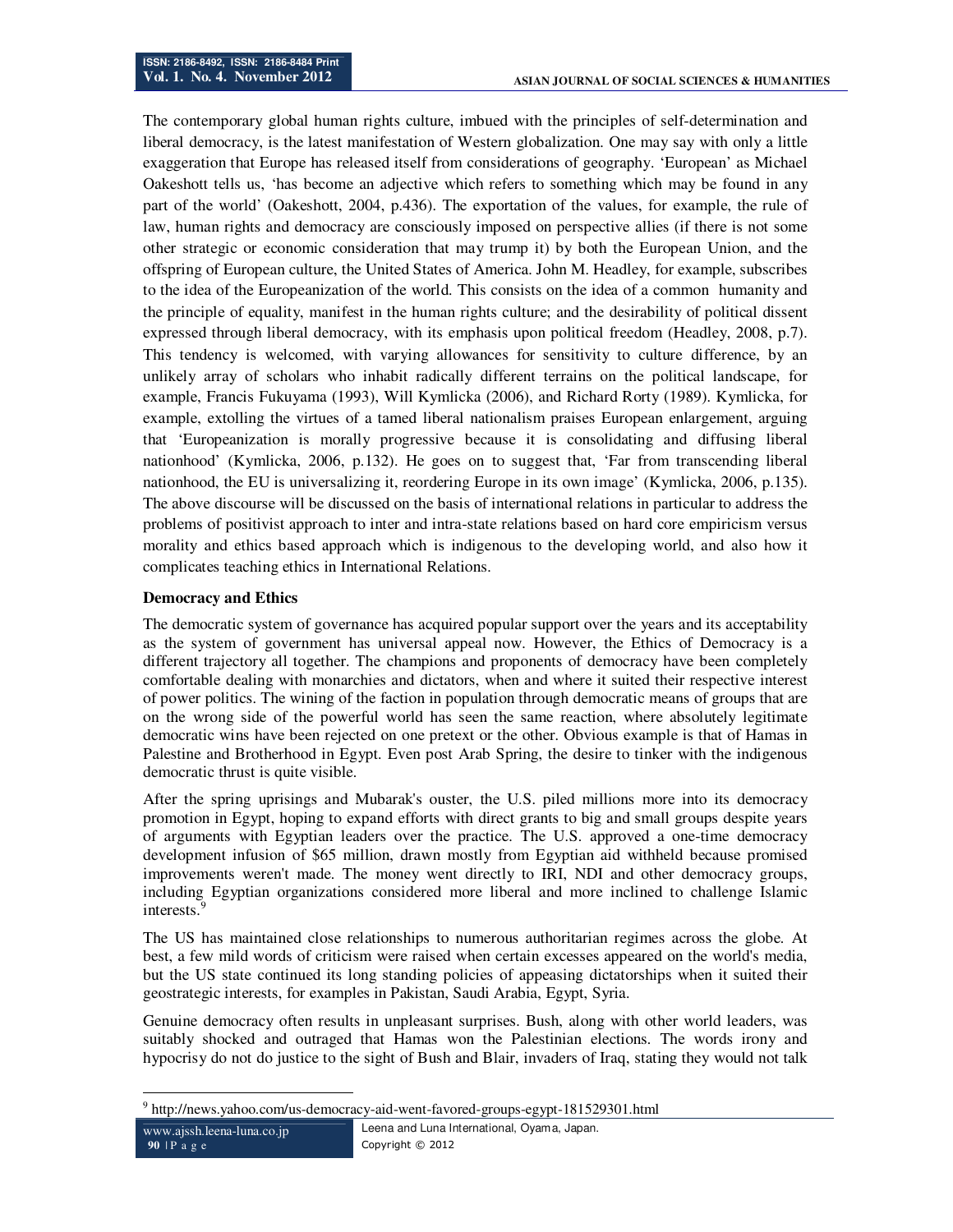The contemporary global human rights culture, imbued with the principles of self-determination and liberal democracy, is the latest manifestation of Western globalization. One may say with only a little exaggeration that Europe has released itself from considerations of geography. 'European' as Michael Oakeshott tells us, 'has become an adjective which refers to something which may be found in any part of the world' (Oakeshott, 2004, p.436). The exportation of the values, for example, the rule of law, human rights and democracy are consciously imposed on perspective allies (if there is not some other strategic or economic consideration that may trump it) by both the European Union, and the offspring of European culture, the United States of America. John M. Headley, for example, subscribes to the idea of the Europeanization of the world. This consists on the idea of a common humanity and the principle of equality, manifest in the human rights culture; and the desirability of political dissent expressed through liberal democracy, with its emphasis upon political freedom (Headley, 2008, p.7). This tendency is welcomed, with varying allowances for sensitivity to culture difference, by an unlikely array of scholars who inhabit radically different terrains on the political landscape, for example, Francis Fukuyama (1993), Will Kymlicka (2006), and Richard Rorty (1989). Kymlicka, for example, extolling the virtues of a tamed liberal nationalism praises European enlargement, arguing that 'Europeanization is morally progressive because it is consolidating and diffusing liberal nationhood' (Kymlicka, 2006, p.132). He goes on to suggest that, 'Far from transcending liberal nationhood, the EU is universalizing it, reordering Europe in its own image' (Kymlicka, 2006, p.135). The above discourse will be discussed on the basis of international relations in particular to address the problems of positivist approach to inter and intra-state relations based on hard core empiricism versus morality and ethics based approach which is indigenous to the developing world, and also how it complicates teaching ethics in International Relations.

**Democracy and Ethics**

The democratic system of governance has acquired popular support over the years and its acceptability as the system of government has universal appeal now. However, the Ethics of Democracy is a different trajectory all together. The champions and proponents of democracy have been completely comfortable dealing with monarchies and dictators, when and where it suited their respective interest of power politics. The wining of the faction in population through democratic means of groups that are on the wrong side of the powerful world has seen the same reaction, where absolutely legitimate democratic wins have been rejected on one pretext or the other. Obvious example is that of Hamas in Palestine and Brotherhood in Egypt. Even post Arab Spring, the desire to tinker with the indigenous democratic thrust is quite visible.

After the spring uprisings and Mubarak's ouster, the U.S. piled millions more into its democracy promotion in Egypt, hoping to expand efforts with direct grants to big and small groups despite years of arguments with Egyptian leaders over the practice. The U.S. approved a one-time democracy development infusion of $65 million, drawn mostly from Egyptian aid withheld because promised improvements weren't made. The money went directly to IRI, NDI and other democracy groups, including Egyptian organizations considered more liberal and more inclined to challenge Islamic interests.[9]

The US has maintained close relationships to numerous authoritarian regimes across the globe. At best, a few mild words of criticism were raised when certain excesses appeared on the world's media, but the US state continued its long standing policies of appeasing dictatorships when it suited their geostrategic interests, for examples in Pakistan, Saudi Arabia, Egypt, Syria.

Genuine democracy often results in unpleasant surprises. Bush, along with other world leaders, was suitably shocked and outraged that Hamas won the Palestinian elections. The words irony and hypocrisy do not do justice to the sight of Bush and Blair, invaders of Iraq, stating they would not talk

[9] http://news.yahoo.com/us-democracy-aid-went-favored-groups-egypt-181529301.html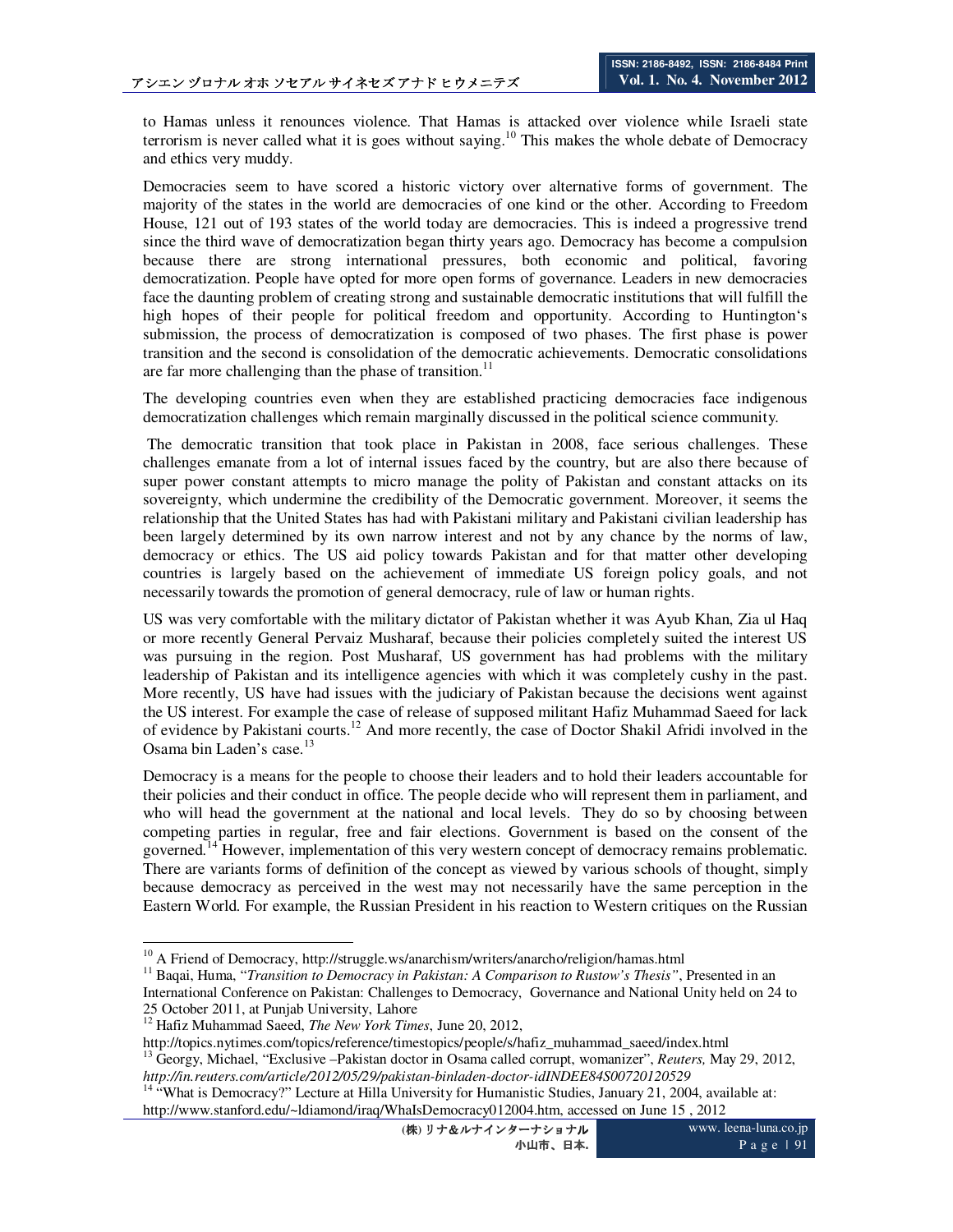to Hamas unless it renounces violence. That Hamas is attacked over violence while Israeli state terrorism is never called what it is goes without saying.[10] This makes the whole debate of Democracy and ethics very muddy.

Democracies seem to have scored a historic victory over alternative forms of government. The majority of the states in the world are democracies of one kind or the other. According to Freedom House, 121 out of 193 states of the world today are democracies. This is indeed a progressive trend since the third wave of democratization began thirty years ago. Democracy has become a compulsion because there are strong international pressures, both economic and political, favoring democratization. People have opted for more open forms of governance. Leaders in new democracies face the daunting problem of creating strong and sustainable democratic institutions that will fulfill the high hopes of their people for political freedom and opportunity. According to Huntington's submission, the process of democratization is composed of two phases. The first phase is power transition and the second is consolidation of the democratic achievements. Democratic consolidations are far more challenging than the phase of transition.[11]

The developing countries even when they are established practicing democracies face indigenous democratization challenges which remain marginally discussed in the political science community.

The democratic transition that took place in Pakistan in 2008, face serious challenges. These challenges emanate from a lot of internal issues faced by the country, but are also there because of super power constant attempts to micro manage the polity of Pakistan and constant attacks on its sovereignty, which undermine the credibility of the Democratic government. Moreover, it seems the relationship that the United States has had with Pakistani military and Pakistani civilian leadership has been largely determined by its own narrow interest and not by any chance by the norms of law, democracy or ethics. The US aid policy towards Pakistan and for that matter other developing countries is largely based on the achievement of immediate US foreign policy goals, and not necessarily towards the promotion of general democracy, rule of law or human rights.

US was very comfortable with the military dictator of Pakistan whether it was Ayub Khan, Zia ul Haq or more recently General Pervaiz Musharaf, because their policies completely suited the interest US was pursuing in the region. Post Musharaf, US government has had problems with the military leadership of Pakistan and its intelligence agencies with which it was completely cushy in the past. More recently, US have had issues with the judiciary of Pakistan because the decisions went against the US interest. For example the case of release of supposed militant Hafiz Muhammad Saeed for lack of evidence by Pakistani courts.[12] And more recently, the case of Doctor Shakil Afridi involved in the Osama bin Laden's case.[13]

Democracy is a means for the people to choose their leaders and to hold their leaders accountable for their policies and their conduct in office. The people decide who will represent them in parliament, and who will head the government at the national and local levels. They do so by choosing between competing parties in regular, free and fair elections. Government is based on the consent of the governed.[14] However, implementation of this very western concept of democracy remains problematic. There are variants forms of definition of the concept as viewed by various schools of thought, simply because democracy as perceived in the west may not necessarily have the same perception in the Eastern World. For example, the Russian President in his reaction to Western critiques on the Russian

---

[10] A Friend of Democracy, http://struggle.ws/anarchism/writers/anarcho/religion/hamas.html

[11] Baqai, Huma, "*Transition to Democracy in Pakistan: A Comparison to Rustow's Thesis*", Presented in an International Conference on Pakistan: Challenges to Democracy, Governance and National Unity held on 24 to 25 October 2011, at Punjab University, Lahore

[12] Hafiz Muhammad Saeed, *The New York Times*, June 20, 2012, http://topics.nytimes.com/topics/reference/timestopics/people/s/hafiz_muhammad_saeed/index.html

[13] Georgy, Michael, "Exclusive –Pakistan doctor in Osama called corrupt, womanizer", *Reuters,* May 29, 2012, *http://in.reuters.com/article/2012/05/29/pakistan-binladen-doctor-idINDEE84S00720120529*

[14] "What is Democracy?" Lecture at Hilla University for Humanistic Studies, January 21, 2004, available at: http://www.stanford.edu/~ldiamond/iraq/WhaIsDemocracy012004.htm, accessed on June 15 , 2012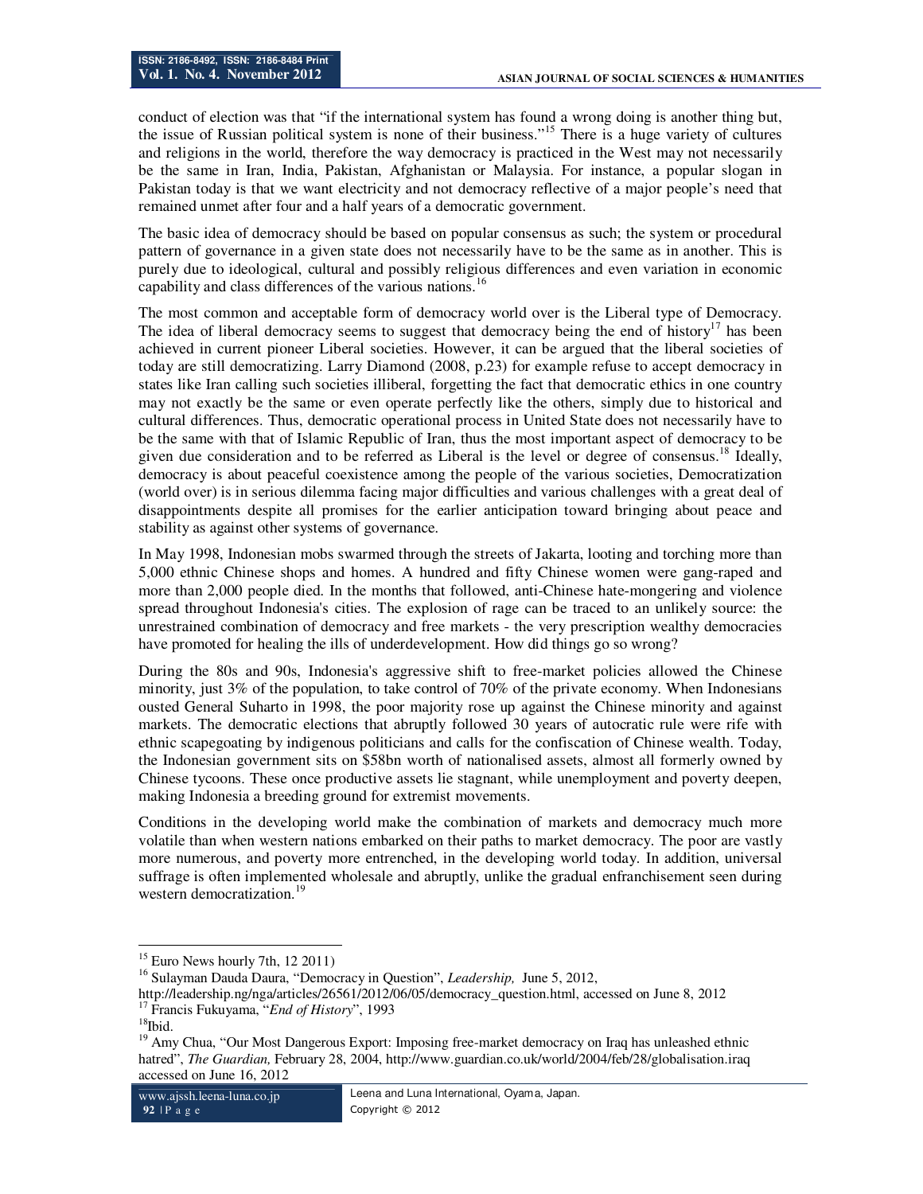conduct of election was that "if the international system has found a wrong doing is another thing but, the issue of Russian political system is none of their business."[15] There is a huge variety of cultures and religions in the world, therefore the way democracy is practiced in the West may not necessarily be the same in Iran, India, Pakistan, Afghanistan or Malaysia. For instance, a popular slogan in Pakistan today is that we want electricity and not democracy reflective of a major people's need that remained unmet after four and a half years of a democratic government.

The basic idea of democracy should be based on popular consensus as such; the system or procedural pattern of governance in a given state does not necessarily have to be the same as in another. This is purely due to ideological, cultural and possibly religious differences and even variation in economic capability and class differences of the various nations.[16]

The most common and acceptable form of democracy world over is the Liberal type of Democracy. The idea of liberal democracy seems to suggest that democracy being the end of history[17] has been achieved in current pioneer Liberal societies. However, it can be argued that the liberal societies of today are still democratizing. Larry Diamond (2008, p.23) for example refuse to accept democracy in states like Iran calling such societies illiberal, forgetting the fact that democratic ethics in one country may not exactly be the same or even operate perfectly like the others, simply due to historical and cultural differences. Thus, democratic operational process in United State does not necessarily have to be the same with that of Islamic Republic of Iran, thus the most important aspect of democracy to be given due consideration and to be referred as Liberal is the level or degree of consensus.[18] Ideally, democracy is about peaceful coexistence among the people of the various societies, Democratization (world over) is in serious dilemma facing major difficulties and various challenges with a great deal of disappointments despite all promises for the earlier anticipation toward bringing about peace and stability as against other systems of governance.

In May 1998, Indonesian mobs swarmed through the streets of Jakarta, looting and torching more than 5,000 ethnic Chinese shops and homes. A hundred and fifty Chinese women were gang-raped and more than 2,000 people died. In the months that followed, anti-Chinese hate-mongering and violence spread throughout Indonesia's cities. The explosion of rage can be traced to an unlikely source: the unrestrained combination of democracy and free markets - the very prescription wealthy democracies have promoted for healing the ills of underdevelopment. How did things go so wrong?

During the 80s and 90s, Indonesia's aggressive shift to free-market policies allowed the Chinese minority, just 3% of the population, to take control of 70% of the private economy. When Indonesians ousted General Suharto in 1998, the poor majority rose up against the Chinese minority and against markets. The democratic elections that abruptly followed 30 years of autocratic rule were rife with ethnic scapegoating by indigenous politicians and calls for the confiscation of Chinese wealth. Today, the Indonesian government sits on $58bn worth of nationalised assets, almost all formerly owned by Chinese tycoons. These once productive assets lie stagnant, while unemployment and poverty deepen, making Indonesia a breeding ground for extremist movements.

Conditions in the developing world make the combination of markets and democracy much more volatile than when western nations embarked on their paths to market democracy. The poor are vastly more numerous, and poverty more entrenched, in the developing world today. In addition, universal suffrage is often implemented wholesale and abruptly, unlike the gradual enfranchisement seen during western democratization.[19]

---

[15] Euro News hourly 7th, 12 2011)

[16] Sulayman Dauda Daura, "Democracy in Question", *Leadership,* June 5, 2012, http://leadership.ng/nga/articles/26561/2012/06/05/democracy_question.html, accessed on June 8, 2012

[17] Francis Fukuyama, "*End of History*", 1993

[18] Ibid.

[19] Amy Chua, "Our Most Dangerous Export: Imposing free-market democracy on Iraq has unleashed ethnic hatred", *The Guardian,* February 28, 2004, http://www.guardian.co.uk/world/2004/feb/28/globalisation.iraq accessed on June 16, 2012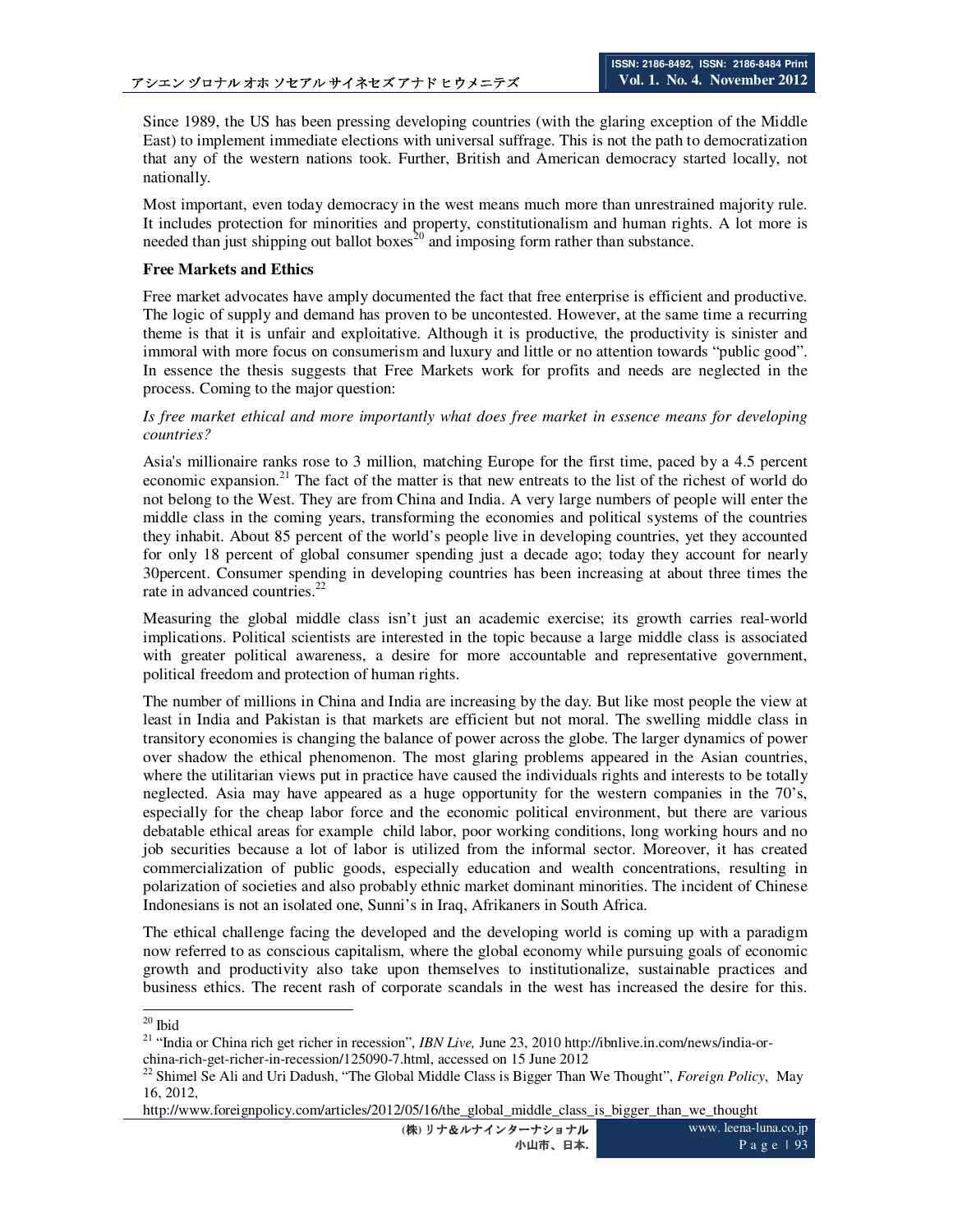Since 1989, the US has been pressing developing countries (with the glaring exception of the Middle East) to implement immediate elections with universal suffrage. This is not the path to democratization that any of the western nations took. Further, British and American democracy started locally, not nationally.

Most important, even today democracy in the west means much more than unrestrained majority rule. It includes protection for minorities and property, constitutionalism and human rights. A lot more is needed than just shipping out ballot boxes[20] and imposing form rather than substance.

**Free Markets and Ethics**

Free market advocates have amply documented the fact that free enterprise is efficient and productive. The logic of supply and demand has proven to be uncontested. However, at the same time a recurring theme is that it is unfair and exploitative. Although it is productive, the productivity is sinister and immoral with more focus on consumerism and luxury and little or no attention towards "public good". In essence the thesis suggests that Free Markets work for profits and needs are neglected in the process. Coming to the major question:

*Is free market ethical and more importantly what does free market in essence means for developing countries?*

Asia's millionaire ranks rose to 3 million, matching Europe for the first time, paced by a 4.5 percent economic expansion.[21] The fact of the matter is that new entreats to the list of the richest of world do not belong to the West. They are from China and India. A very large numbers of people will enter the middle class in the coming years, transforming the economies and political systems of the countries they inhabit. About 85 percent of the world's people live in developing countries, yet they accounted for only 18 percent of global consumer spending just a decade ago; today they account for nearly 30percent. Consumer spending in developing countries has been increasing at about three times the rate in advanced countries.[22]

Measuring the global middle class isn't just an academic exercise; its growth carries real-world implications. Political scientists are interested in the topic because a large middle class is associated with greater political awareness, a desire for more accountable and representative government, political freedom and protection of human rights.

The number of millions in China and India are increasing by the day. But like most people the view at least in India and Pakistan is that markets are efficient but not moral. The swelling middle class in transitory economies is changing the balance of power across the globe. The larger dynamics of power over shadow the ethical phenomenon. The most glaring problems appeared in the Asian countries, where the utilitarian views put in practice have caused the individuals rights and interests to be totally neglected. Asia may have appeared as a huge opportunity for the western companies in the 70's, especially for the cheap labor force and the economic political environment, but there are various debatable ethical areas for example child labor, poor working conditions, long working hours and no job securities because a lot of labor is utilized from the informal sector. Moreover, it has created commercialization of public goods, especially education and wealth concentrations, resulting in polarization of societies and also probably ethnic market dominant minorities. The incident of Chinese Indonesians is not an isolated one, Sunni's in Iraq, Afrikaners in South Africa.

The ethical challenge facing the developed and the developing world is coming up with a paradigm now referred to as conscious capitalism, where the global economy while pursuing goals of economic growth and productivity also take upon themselves to institutionalize, sustainable practices and business ethics. The recent rash of corporate scandals in the west has increased the desire for this.

---

[20] Ibid

[21] "India or China rich get richer in recession", *IBN Live,* June 23, 2010 http://ibnlive.in.com/news/india-or-china-rich-get-richer-in-recession/125090-7.html, accessed on 15 June 2012

[22] Shimel Se Ali and Uri Dadush, "The Global Middle Class is Bigger Than We Thought", *Foreign Policy*, May 16, 2012, http://www.foreignpolicy.com/articles/2012/05/16/the_global_middle_class_is_bigger_than_we_thought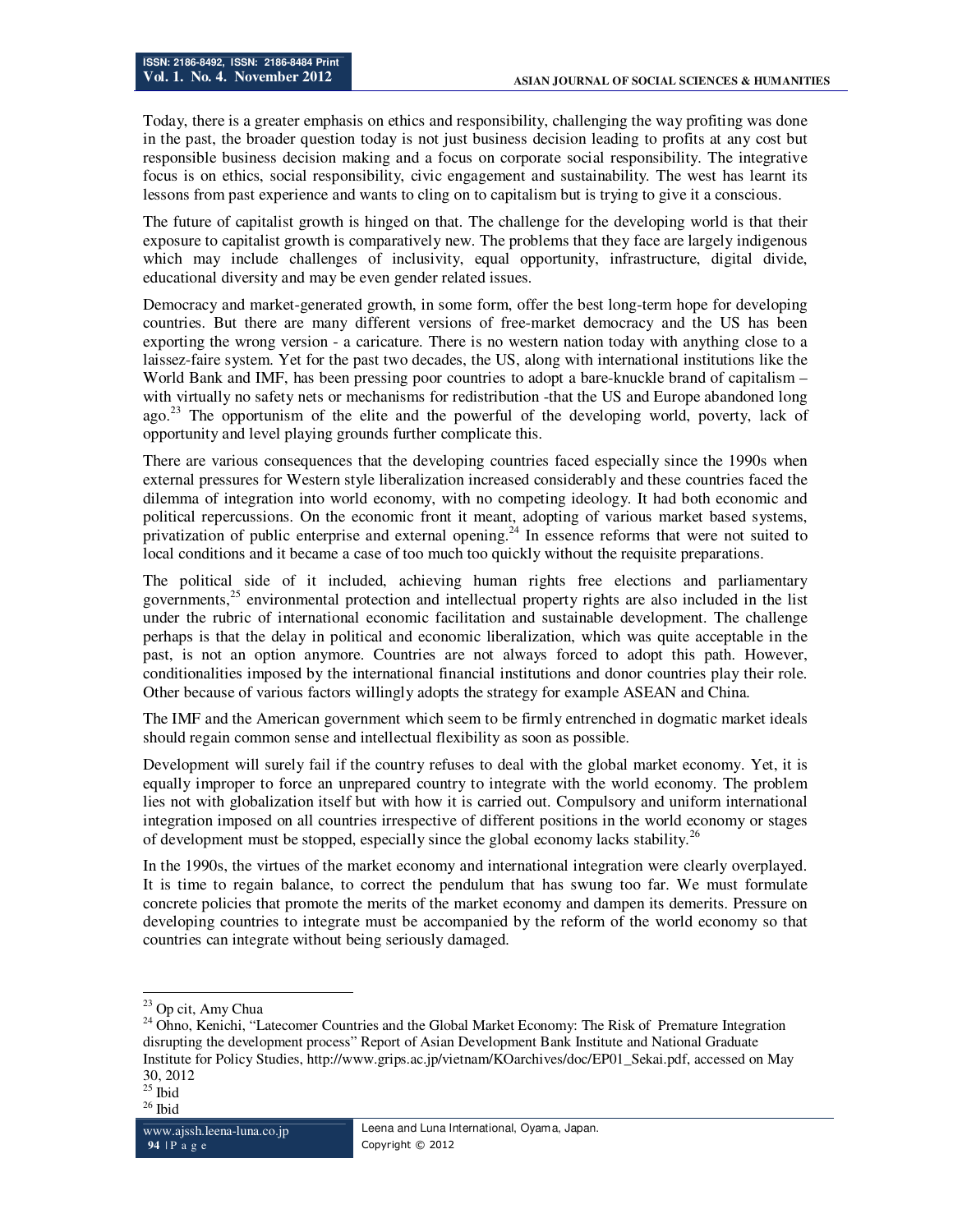Today, there is a greater emphasis on ethics and responsibility, challenging the way profiting was done in the past, the broader question today is not just business decision leading to profits at any cost but responsible business decision making and a focus on corporate social responsibility. The integrative focus is on ethics, social responsibility, civic engagement and sustainability. The west has learnt its lessons from past experience and wants to cling on to capitalism but is trying to give it a conscious.

The future of capitalist growth is hinged on that. The challenge for the developing world is that their exposure to capitalist growth is comparatively new. The problems that they face are largely indigenous which may include challenges of inclusivity, equal opportunity, infrastructure, digital divide, educational diversity and may be even gender related issues.

Democracy and market-generated growth, in some form, offer the best long-term hope for developing countries. But there are many different versions of free-market democracy and the US has been exporting the wrong version - a caricature. There is no western nation today with anything close to a laissez-faire system. Yet for the past two decades, the US, along with international institutions like the World Bank and IMF, has been pressing poor countries to adopt a bare-knuckle brand of capitalism – with virtually no safety nets or mechanisms for redistribution -that the US and Europe abandoned long ago.[23] The opportunism of the elite and the powerful of the developing world, poverty, lack of opportunity and level playing grounds further complicate this.

There are various consequences that the developing countries faced especially since the 1990s when external pressures for Western style liberalization increased considerably and these countries faced the dilemma of integration into world economy, with no competing ideology. It had both economic and political repercussions. On the economic front it meant, adopting of various market based systems, privatization of public enterprise and external opening.[24] In essence reforms that were not suited to local conditions and it became a case of too much too quickly without the requisite preparations.

The political side of it included, achieving human rights free elections and parliamentary governments,[25] environmental protection and intellectual property rights are also included in the list under the rubric of international economic facilitation and sustainable development. The challenge perhaps is that the delay in political and economic liberalization, which was quite acceptable in the past, is not an option anymore. Countries are not always forced to adopt this path. However, conditionalities imposed by the international financial institutions and donor countries play their role. Other because of various factors willingly adopts the strategy for example ASEAN and China.

The IMF and the American government which seem to be firmly entrenched in dogmatic market ideals should regain common sense and intellectual flexibility as soon as possible.

Development will surely fail if the country refuses to deal with the global market economy. Yet, it is equally improper to force an unprepared country to integrate with the world economy. The problem lies not with globalization itself but with how it is carried out. Compulsory and uniform international integration imposed on all countries irrespective of different positions in the world economy or stages of development must be stopped, especially since the global economy lacks stability.[26]

In the 1990s, the virtues of the market economy and international integration were clearly overplayed. It is time to regain balance, to correct the pendulum that has swung too far. We must formulate concrete policies that promote the merits of the market economy and dampen its demerits. Pressure on developing countries to integrate must be accompanied by the reform of the world economy so that countries can integrate without being seriously damaged.

---

[23] Op cit, Amy Chua

[24] Ohno, Kenichi, "Latecomer Countries and the Global Market Economy: The Risk of Premature Integration disrupting the development process" Report of Asian Development Bank Institute and National Graduate Institute for Policy Studies, http://www.grips.ac.jp/vietnam/KOarchives/doc/EP01_Sekai.pdf, accessed on May 30, 2012

[25] Ibid

[26] Ibid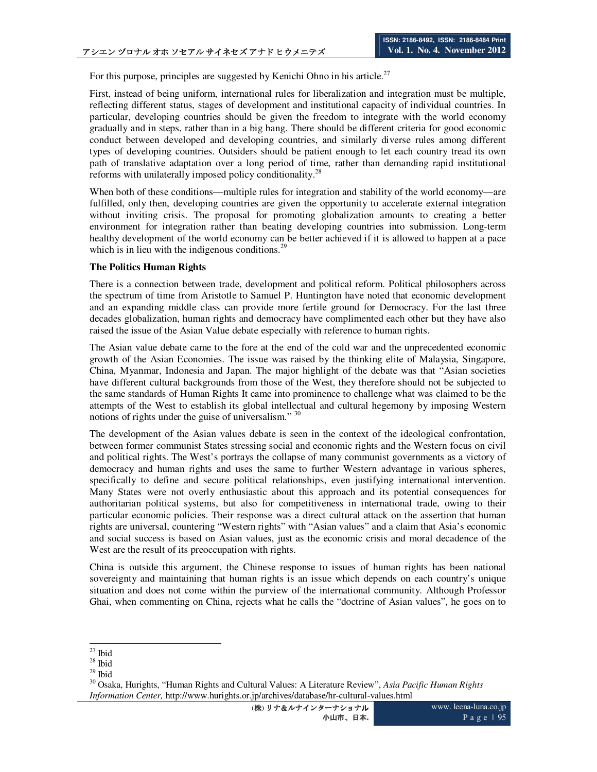For this purpose, principles are suggested by Kenichi Ohno in his article.[27]

First, instead of being uniform, international rules for liberalization and integration must be multiple, reflecting different status, stages of development and institutional capacity of individual countries. In particular, developing countries should be given the freedom to integrate with the world economy gradually and in steps, rather than in a big bang. There should be different criteria for good economic conduct between developed and developing countries, and similarly diverse rules among different types of developing countries. Outsiders should be patient enough to let each country tread its own path of translative adaptation over a long period of time, rather than demanding rapid institutional reforms with unilaterally imposed policy conditionality.[28]

When both of these conditions—multiple rules for integration and stability of the world economy—are fulfilled, only then, developing countries are given the opportunity to accelerate external integration without inviting crisis. The proposal for promoting globalization amounts to creating a better environment for integration rather than beating developing countries into submission. Long-term healthy development of the world economy can be better achieved if it is allowed to happen at a pace which is in lieu with the indigenous conditions.[29]

**The Politics Human Rights**

There is a connection between trade, development and political reform. Political philosophers across the spectrum of time from Aristotle to Samuel P. Huntington have noted that economic development and an expanding middle class can provide more fertile ground for Democracy. For the last three decades globalization, human rights and democracy have complimented each other but they have also raised the issue of the Asian Value debate especially with reference to human rights.

The Asian value debate came to the fore at the end of the cold war and the unprecedented economic growth of the Asian Economies. The issue was raised by the thinking elite of Malaysia, Singapore, China, Myanmar, Indonesia and Japan. The major highlight of the debate was that "Asian societies have different cultural backgrounds from those of the West, they therefore should not be subjected to the same standards of Human Rights It came into prominence to challenge what was claimed to be the attempts of the West to establish its global intellectual and cultural hegemony by imposing Western notions of rights under the guise of universalism." [30]

The development of the Asian values debate is seen in the context of the ideological confrontation, between former communist States stressing social and economic rights and the Western focus on civil and political rights. The West's portrays the collapse of many communist governments as a victory of democracy and human rights and uses the same to further Western advantage in various spheres, specifically to define and secure political relationships, even justifying international intervention. Many States were not overly enthusiastic about this approach and its potential consequences for authoritarian political systems, but also for competitiveness in international trade, owing to their particular economic policies. Their response was a direct cultural attack on the assertion that human rights are universal, countering "Western rights" with "Asian values" and a claim that Asia's economic and social success is based on Asian values, just as the economic crisis and moral decadence of the West are the result of its preoccupation with rights.

China is outside this argument, the Chinese response to issues of human rights has been national sovereignty and maintaining that human rights is an issue which depends on each country's unique situation and does not come within the purview of the international community. Although Professor Ghai, when commenting on China, rejects what he calls the "doctrine of Asian values", he goes on to

---

[27] Ibid

[28] Ibid

[29] Ibid

[30] Osaka, Hurights, "Human Rights and Cultural Values: A Literature Review", *Asia Pacific Human Rights Information Center,* http://www.hurights.or.jp/archives/database/hr-cultural-values.html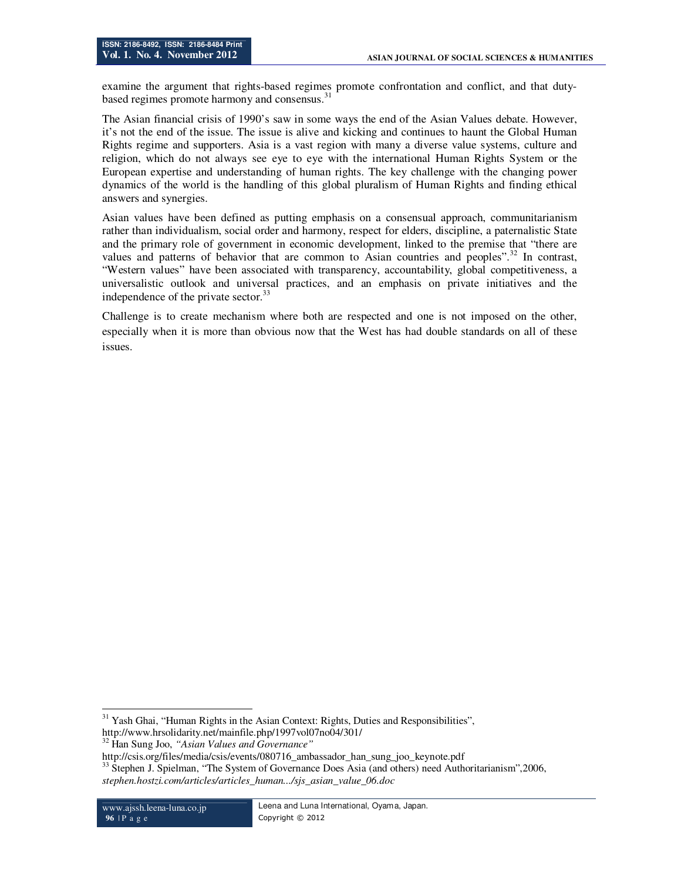examine the argument that rights-based regimes promote confrontation and conflict, and that duty-based regimes promote harmony and consensus.[31]

The Asian financial crisis of 1990's saw in some ways the end of the Asian Values debate. However, it's not the end of the issue. The issue is alive and kicking and continues to haunt the Global Human Rights regime and supporters. Asia is a vast region with many a diverse value systems, culture and religion, which do not always see eye to eye with the international Human Rights System or the European expertise and understanding of human rights. The key challenge with the changing power dynamics of the world is the handling of this global pluralism of Human Rights and finding ethical answers and synergies.

Asian values have been defined as putting emphasis on a consensual approach, communitarianism rather than individualism, social order and harmony, respect for elders, discipline, a paternalistic State and the primary role of government in economic development, linked to the premise that "there are values and patterns of behavior that are common to Asian countries and peoples".[32] In contrast, "Western values" have been associated with transparency, accountability, global competitiveness, a universalistic outlook and universal practices, and an emphasis on private initiatives and the independence of the private sector.[33]

Challenge is to create mechanism where both are respected and one is not imposed on the other, especially when it is more than obvious now that the West has had double standards on all of these issues.

---

[31] Yash Ghai, "Human Rights in the Asian Context: Rights, Duties and Responsibilities", http://www.hrsolidarity.net/mainfile.php/1997vol07no04/301/

[32] Han Sung Joo, *"Asian Values and Governance"* http://csis.org/files/media/csis/events/080716_ambassador_han_sung_joo_keynote.pdf

[33] Stephen J. Spielman, "The System of Governance Does Asia (and others) need Authoritarianism",2006, *stephen.hostzi.com/articles/articles_human.../sjs_asian_value_06.doc*